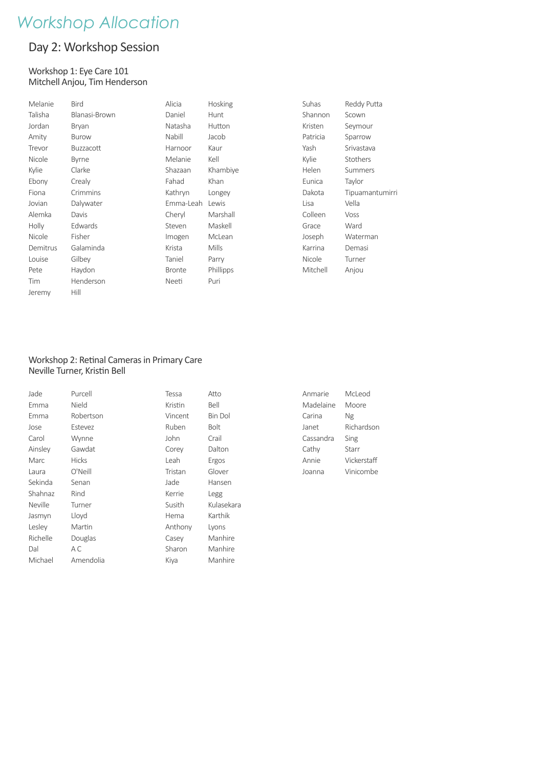# Workshop Allocation

## Day 2: Workshop Session

### Workshop 1: Eye Care 101
Mitchell Anjou, Tim Henderson

| | |
|---|---|
| Melanie | Bird |
| Talisha | Blanasi-Brown |
| Jordan | Bryan |
| Amity | Burow |
| Trevor | Buzzacott |
| Nicole | Byrne |
| Kylie | Clarke |
| Ebony | Crealy |
| Fiona | Crimmins |
| Jovian | Dalywater |
| Alemka | Davis |
| Holly | Edwards |
| Nicole | Fisher |
| Demitrus | Galaminda |
| Louise | Gilbey |
| Pete | Haydon |
| Tim | Henderson |
| Jeremy | Hill |
| Alicia | Hosking |
| Daniel | Hunt |
| Natasha | Hutton |
| Nabill | Jacob |
| Harnoor | Kaur |
| Melanie | Kell |
| Shazaan | Khambiye |
| Fahad | Khan |
| Kathryn | Longey |
| Emma-Leah | Lewis |
| Cheryl | Marshall |
| Steven | Maskell |
| Imogen | McLean |
| Krista | Mills |
| Taniel | Parry |
| Bronte | Phillipps |
| Neeti | Puri |
| Suhas | Reddy Putta |
| Shannon | Scown |
| Kristen | Seymour |
| Patricia | Sparrow |
| Yash | Srivastava |
| Kylie | Stothers |
| Helen | Summers |
| Eunica | Taylor |
| Dakota | Tipuamantumirri |
| Lisa | Vella |
| Colleen | Voss |
| Grace | Ward |
| Joseph | Waterman |
| Karrina | Demasi |
| Nicole | Turner |
| Mitchell | Anjou |

### Workshop 2: Retinal Cameras in Primary Care
Neville Turner, Kristin Bell

| | |
|---|---|
| Jade | Purcell |
| Emma | Nield |
| Emma | Robertson |
| Jose | Estevez |
| Carol | Wynne |
| Ainsley | Gawdat |
| Marc | Hicks |
| Laura | O'Neill |
| Sekinda | Senan |
| Shahnaz | Rind |
| Neville | Turner |
| Jasmyn | Lloyd |
| Lesley | Martin |
| Richelle | Douglas |
| Dal | A C |
| Michael | Amendolia |
| Tessa | Atto |
| Kristin | Bell |
| Vincent | Bin Dol |
| Ruben | Bolt |
| John | Crail |
| Corey | Dalton |
| Leah | Ergos |
| Tristan | Glover |
| Jade | Hansen |
| Kerrie | Legg |
| Susith | Kulasekara |
| Hema | Karthik |
| Anthony | Lyons |
| Casey | Manhire |
| Sharon | Manhire |
| Kiya | Manhire |
| Anmarie | McLeod |
| Madelaine | Moore |
| Carina | Ng |
| Janet | Richardson |
| Cassandra | Sing |
| Cathy | Starr |
| Annie | Vickerstaff |
| Joanna | Vinicombe |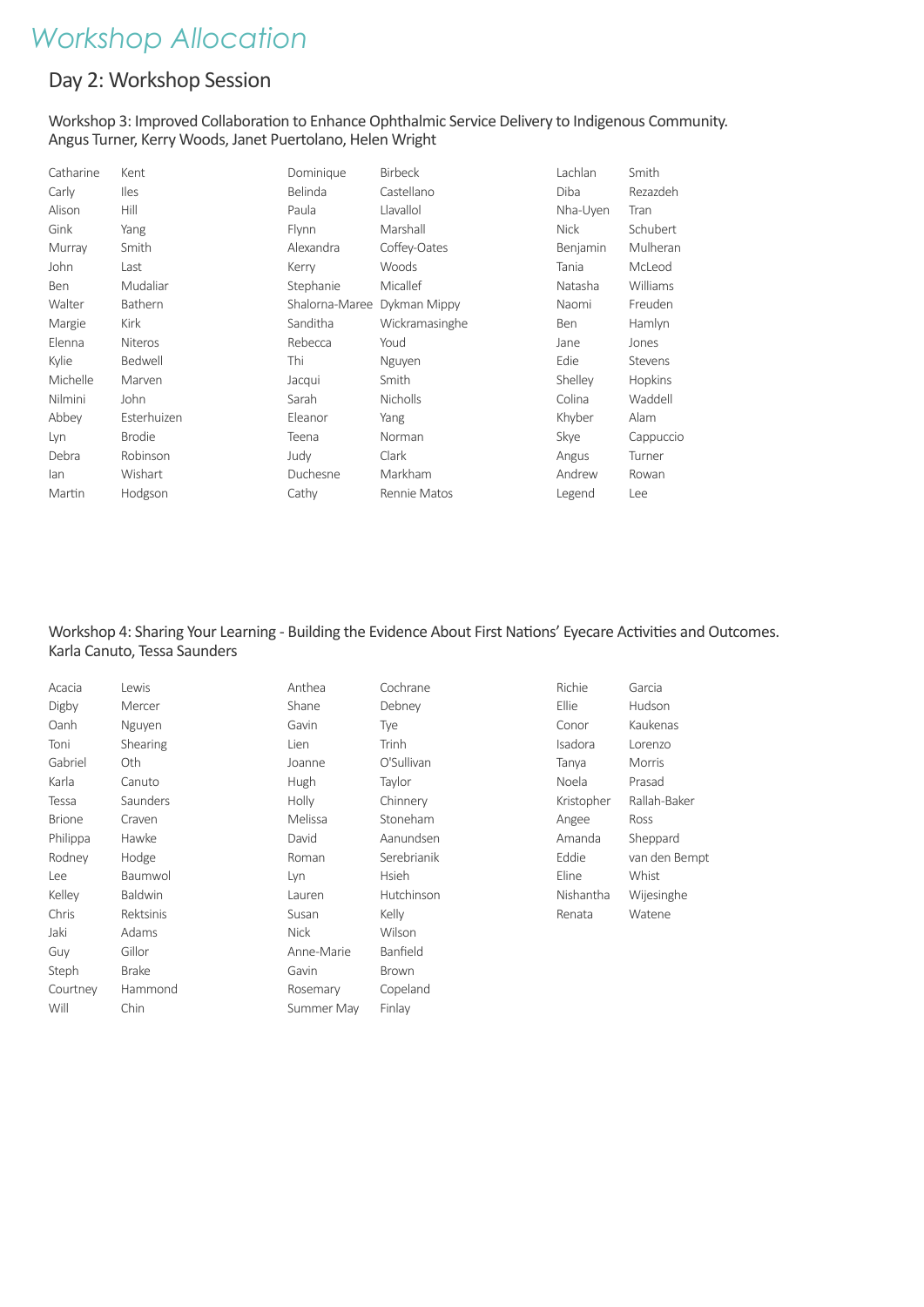# Workshop Allocation

## Day 2: Workshop Session

### Workshop 3: Improved Collaboration to Enhance Ophthalmic Service Delivery to Indigenous Community.
Angus Turner, Kerry Woods, Janet Puertolano, Helen Wright

| | | | | | |
|---|---|---|---|---|---|
| Catharine | Kent | Dominique | Birbeck | Lachlan | Smith |
| Carly | Iles | Belinda | Castellano | Diba | Rezazdeh |
| Alison | Hill | Paula | Llavallol | Nha-Uyen | Tran |
| Gink | Yang | Flynn | Marshall | Nick | Schubert |
| Murray | Smith | Alexandra | Coffey-Oates | Benjamin | Mulheran |
| John | Last | Kerry | Woods | Tania | McLeod |
| Ben | Mudaliar | Stephanie | Micallef | Natasha | Williams |
| Walter | Bathern | Shalorna-Maree | Dykman Mippy | Naomi | Freuden |
| Margie | Kirk | Sanditha | Wickramasinghe | Ben | Hamlyn |
| Elenna | Niteros | Rebecca | Youd | Jane | Jones |
| Kylie | Bedwell | Thi | Nguyen | Edie | Stevens |
| Michelle | Marven | Jacqui | Smith | Shelley | Hopkins |
| Nilmini | John | Sarah | Nicholls | Colina | Waddell |
| Abbey | Esterhuizen | Eleanor | Yang | Khyber | Alam |
| Lyn | Brodie | Teena | Norman | Skye | Cappuccio |
| Debra | Robinson | Judy | Clark | Angus | Turner |
| Ian | Wishart | Duchesne | Markham | Andrew | Rowan |
| Martin | Hodgson | Cathy | Rennie Matos | Legend | Lee |

### Workshop 4: Sharing Your Learning - Building the Evidence About First Nations' Eyecare Activities and Outcomes.
Karla Canuto, Tessa Saunders

| | | | | | |
|---|---|---|---|---|---|
| Acacia | Lewis | Anthea | Cochrane | Richie | Garcia |
| Digby | Mercer | Shane | Debney | Ellie | Hudson |
| Oanh | Nguyen | Gavin | Tye | Conor | Kaukenas |
| Toni | Shearing | Lien | Trinh | Isadora | Lorenzo |
| Gabriel | Oth | Joanne | O'Sullivan | Tanya | Morris |
| Karla | Canuto | Hugh | Taylor | Noela | Prasad |
| Tessa | Saunders | Holly | Chinnery | Kristopher | Rallah-Baker |
| Brione | Craven | Melissa | Stoneham | Angee | Ross |
| Philippa | Hawke | David | Aanundsen | Amanda | Sheppard |
| Rodney | Hodge | Roman | Serebrianik | Eddie | van den Bempt |
| Lee | Baumwol | Lyn | Hsieh | Eline | Whist |
| Kelley | Baldwin | Lauren | Hutchinson | Nishantha | Wijesinghe |
| Chris | Rektsinis | Susan | Kelly | Renata | Watene |
| Jaki | Adams | Nick | Wilson | | |
| Guy | Gillor | Anne-Marie | Banfield | | |
| Steph | Brake | Gavin | Brown | | |
| Courtney | Hammond | Rosemary | Copeland | | |
| Will | Chin | Summer May | Finlay | | |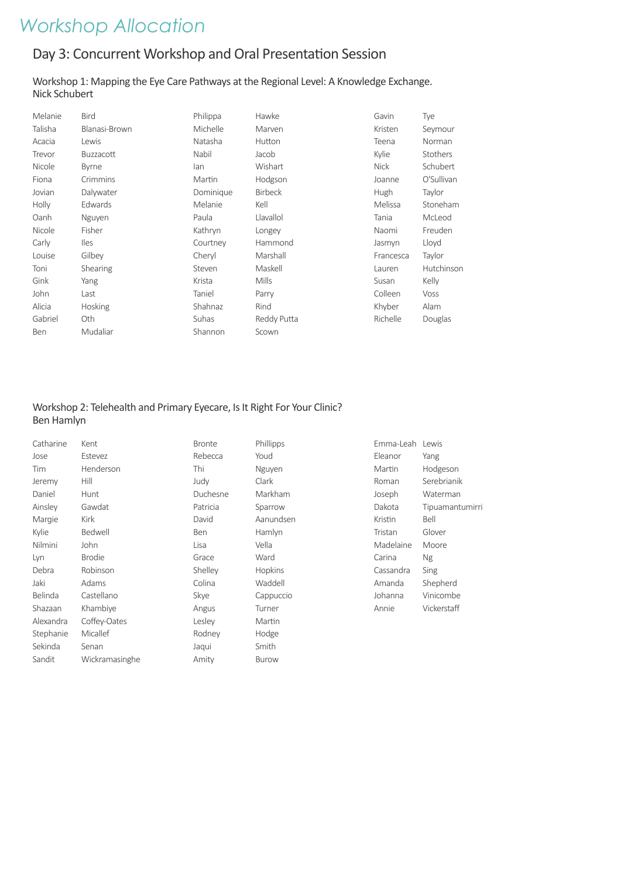# Workshop Allocation

## Day 3: Concurrent Workshop and Oral Presentation Session

### Workshop 1: Mapping the Eye Care Pathways at the Regional Level: A Knowledge Exchange.
Nick Schubert

| | | | | | |
|---|---|---|---|---|---|
| Melanie | Bird | Philippa | Hawke | Gavin | Tye |
| Talisha | Blanasi-Brown | Michelle | Marven | Kristen | Seymour |
| Acacia | Lewis | Natasha | Hutton | Teena | Norman |
| Trevor | Buzzacott | Nabil | Jacob | Kylie | Stothers |
| Nicole | Byrne | Ian | Wishart | Nick | Schubert |
| Fiona | Crimmins | Martin | Hodgson | Joanne | O'Sullivan |
| Jovian | Dalywater | Dominique | Birbeck | Hugh | Taylor |
| Holly | Edwards | Melanie | Kell | Melissa | Stoneham |
| Oanh | Nguyen | Paula | Llavallol | Tania | McLeod |
| Nicole | Fisher | Kathryn | Longey | Naomi | Freuden |
| Carly | Iles | Courtney | Hammond | Jasmyn | Lloyd |
| Louise | Gilbey | Cheryl | Marshall | Francesca | Taylor |
| Toni | Shearing | Steven | Maskell | Lauren | Hutchinson |
| Gink | Yang | Krista | Mills | Susan | Kelly |
| John | Last | Taniel | Parry | Colleen | Voss |
| Alicia | Hosking | Shahnaz | Rind | Khyber | Alam |
| Gabriel | Oth | Suhas | Reddy Putta | Richelle | Douglas |
| Ben | Mudaliar | Shannon | Scown | | |

### Workshop 2: Telehealth and Primary Eyecare, Is It Right For Your Clinic?
Ben Hamlyn

| | | | | | |
|---|---|---|---|---|---|
| Catharine | Kent | Bronte | Phillipps | Emma-Leah | Lewis |
| Jose | Estevez | Rebecca | Youd | Eleanor | Yang |
| Tim | Henderson | Thi | Nguyen | Martin | Hodgeson |
| Jeremy | Hill | Judy | Clark | Roman | Serebrianik |
| Daniel | Hunt | Duchesne | Markham | Joseph | Waterman |
| Ainsley | Gawdat | Patricia | Sparrow | Dakota | Tipuamantumirri |
| Margie | Kirk | David | Aanundsen | Kristin | Bell |
| Kylie | Bedwell | Ben | Hamlyn | Tristan | Glover |
| Nilmini | John | Lisa | Vella | Madelaine | Moore |
| Lyn | Brodie | Grace | Ward | Carina | Ng |
| Debra | Robinson | Shelley | Hopkins | Cassandra | Sing |
| Jaki | Adams | Colina | Waddell | Amanda | Shepherd |
| Belinda | Castellano | Skye | Cappuccio | Johanna | Vinicombe |
| Shazaan | Khambiye | Angus | Turner | Annie | Vickerstaff |
| Alexandra | Coffey-Oates | Lesley | Martin | | |
| Stephanie | Micallef | Rodney | Hodge | | |
| Sekinda | Senan | Jaqui | Smith | | |
| Sandit | Wickramasinghe | Amity | Burow | | |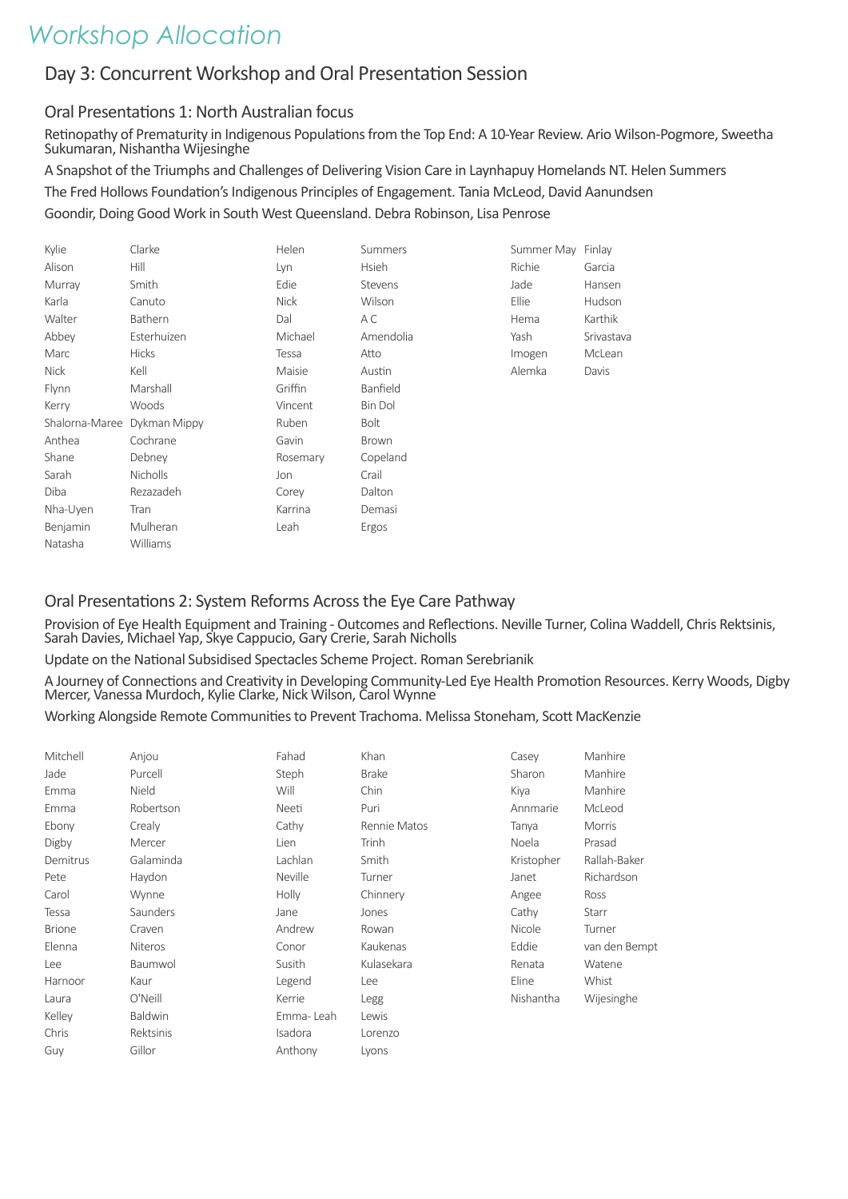# Workshop Allocation

## Day 3: Concurrent Workshop and Oral Presentation Session

### Oral Presentations 1: North Australian focus

Retinopathy of Prematurity in Indigenous Populations from the Top End: A 10-Year Review. Ario Wilson-Pogmore, Sweetha Sukumaran, Nishantha Wijesinghe

A Snapshot of the Triumphs and Challenges of Delivering Vision Care in Laynhapuy Homelands NT. Helen Summers

The Fred Hollows Foundation's Indigenous Principles of Engagement. Tania McLeod, David Aanundsen

Goondir, Doing Good Work in South West Queensland. Debra Robinson, Lisa Penrose

| | | | | | |
|---|---|---|---|---|---|
| Kylie | Clarke | Helen | Summers | Summer May | Finlay |
| Alison | Hill | Lyn | Hsieh | Richie | Garcia |
| Murray | Smith | Edie | Stevens | Jade | Hansen |
| Karla | Canuto | Nick | Wilson | Ellie | Hudson |
| Walter | Bathern | Dal | A C | Hema | Karthik |
| Abbey | Esterhuizen | Michael | Amendolia | Yash | Srivastava |
| Marc | Hicks | Tessa | Atto | Imogen | McLean |
| Nick | Kell | Maisie | Austin | Alemka | Davis |
| Flynn | Marshall | Griffin | Banfield | | |
| Kerry | Woods | Vincent | Bin Dol | | |
| Shalorna-Maree | Dykman Mippy | Ruben | Bolt | | |
| Anthea | Cochrane | Gavin | Brown | | |
| Shane | Debney | Rosemary | Copeland | | |
| Sarah | Nicholls | Jon | Crail | | |
| Diba | Rezazadeh | Corey | Dalton | | |
| Nha-Uyen | Tran | Karrina | Demasi | | |
| Benjamin | Mulheran | Leah | Ergos | | |
| Natasha | Williams | | | | |

### Oral Presentations 2: System Reforms Across the Eye Care Pathway

Provision of Eye Health Equipment and Training - Outcomes and Reflections. Neville Turner, Colina Waddell, Chris Rektsinis, Sarah Davies, Michael Yap, Skye Cappucio, Gary Crerie, Sarah Nicholls

Update on the National Subsidised Spectacles Scheme Project. Roman Serebrianik

A Journey of Connections and Creativity in Developing Community-Led Eye Health Promotion Resources. Kerry Woods, Digby Mercer, Vanessa Murdoch, Kylie Clarke, Nick Wilson, Carol Wynne

Working Alongside Remote Communities to Prevent Trachoma. Melissa Stoneham, Scott MacKenzie

| | | | | | |
|---|---|---|---|---|---|
| Mitchell | Anjou | Fahad | Khan | Casey | Manhire |
| Jade | Purcell | Steph | Brake | Sharon | Manhire |
| Emma | Nield | Will | Chin | Kiya | Manhire |
| Emma | Robertson | Neeti | Puri | Annmarie | McLeod |
| Ebony | Crealy | Cathy | Rennie Matos | Tanya | Morris |
| Digby | Mercer | Lien | Trinh | Noela | Prasad |
| Demitrus | Galaminda | Lachlan | Smith | Kristopher | Rallah-Baker |
| Pete | Haydon | Neville | Turner | Janet | Richardson |
| Carol | Wynne | Holly | Chinnery | Angee | Ross |
| Tessa | Saunders | Jane | Jones | Cathy | Starr |
| Brione | Craven | Andrew | Rowan | Nicole | Turner |
| Elenna | Niteros | Conor | Kaukenas | Eddie | van den Bempt |
| Lee | Baumwol | Susith | Kulasekara | Renata | Watene |
| Harnoor | Kaur | Legend | Lee | Eline | Whist |
| Laura | O'Neill | Kerrie | Legg | Nishantha | Wijesinghe |
| Kelley | Baldwin | Emma- Leah | Lewis | | |
| Chris | Rektsinis | Isadora | Lorenzo | | |
| Guy | Gillor | Anthony | Lyons | | |